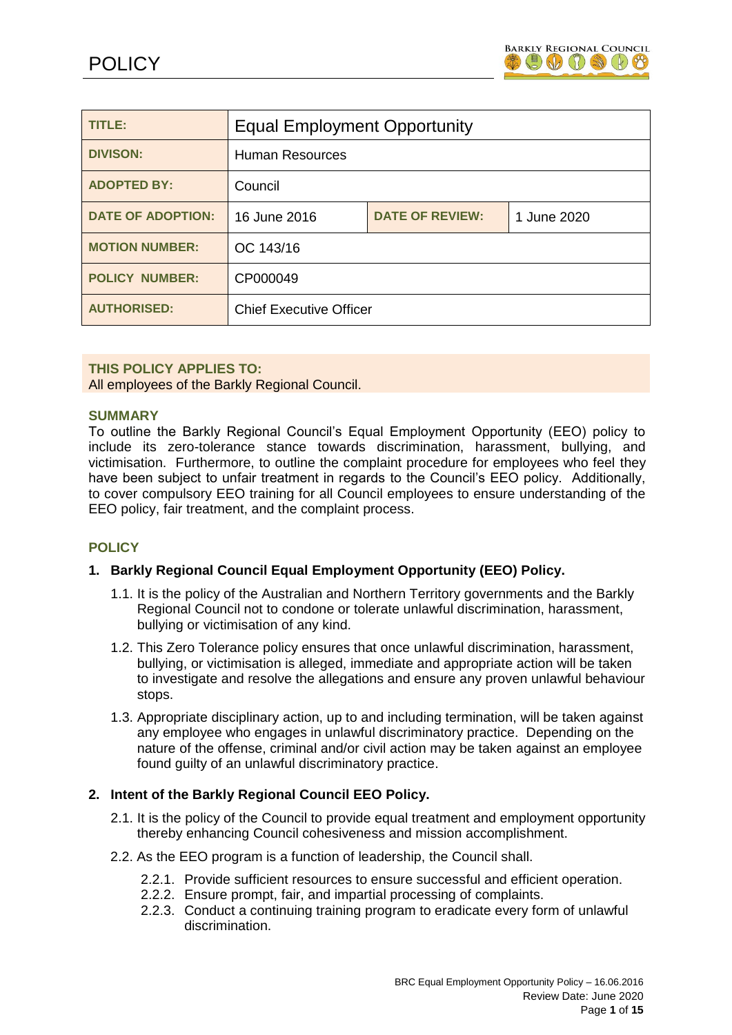# POLICY

| TITLE: | Equal Employment Opportunity | | |
|---|---|---|---|
| DIVISON: | Human Resources | | |
| ADOPTED BY: | Council | | |
| DATE OF ADOPTION: | 16 June 2016 | DATE OF REVIEW: | 1 June 2020 |
| MOTION NUMBER: | OC 143/16 | | |
| POLICY NUMBER: | CP000049 | | |
| AUTHORISED: | Chief Executive Officer | | |

**THIS POLICY APPLIES TO:**
All employees of the Barkly Regional Council.

## SUMMARY

To outline the Barkly Regional Council's Equal Employment Opportunity (EEO) policy to include its zero-tolerance stance towards discrimination, harassment, bullying, and victimisation. Furthermore, to outline the complaint procedure for employees who feel they have been subject to unfair treatment in regards to the Council's EEO policy. Additionally, to cover compulsory EEO training for all Council employees to ensure understanding of the EEO policy, fair treatment, and the complaint process.

## POLICY

### 1. Barkly Regional Council Equal Employment Opportunity (EEO) Policy.

1.1. It is the policy of the Australian and Northern Territory governments and the Barkly Regional Council not to condone or tolerate unlawful discrimination, harassment, bullying or victimisation of any kind.

1.2. This Zero Tolerance policy ensures that once unlawful discrimination, harassment, bullying, or victimisation is alleged, immediate and appropriate action will be taken to investigate and resolve the allegations and ensure any proven unlawful behaviour stops.

1.3. Appropriate disciplinary action, up to and including termination, will be taken against any employee who engages in unlawful discriminatory practice. Depending on the nature of the offense, criminal and/or civil action may be taken against an employee found guilty of an unlawful discriminatory practice.

### 2. Intent of the Barkly Regional Council EEO Policy.

2.1. It is the policy of the Council to provide equal treatment and employment opportunity thereby enhancing Council cohesiveness and mission accomplishment.

2.2. As the EEO program is a function of leadership, the Council shall.

2.2.1. Provide sufficient resources to ensure successful and efficient operation.
2.2.2. Ensure prompt, fair, and impartial processing of complaints.
2.2.3. Conduct a continuing training program to eradicate every form of unlawful discrimination.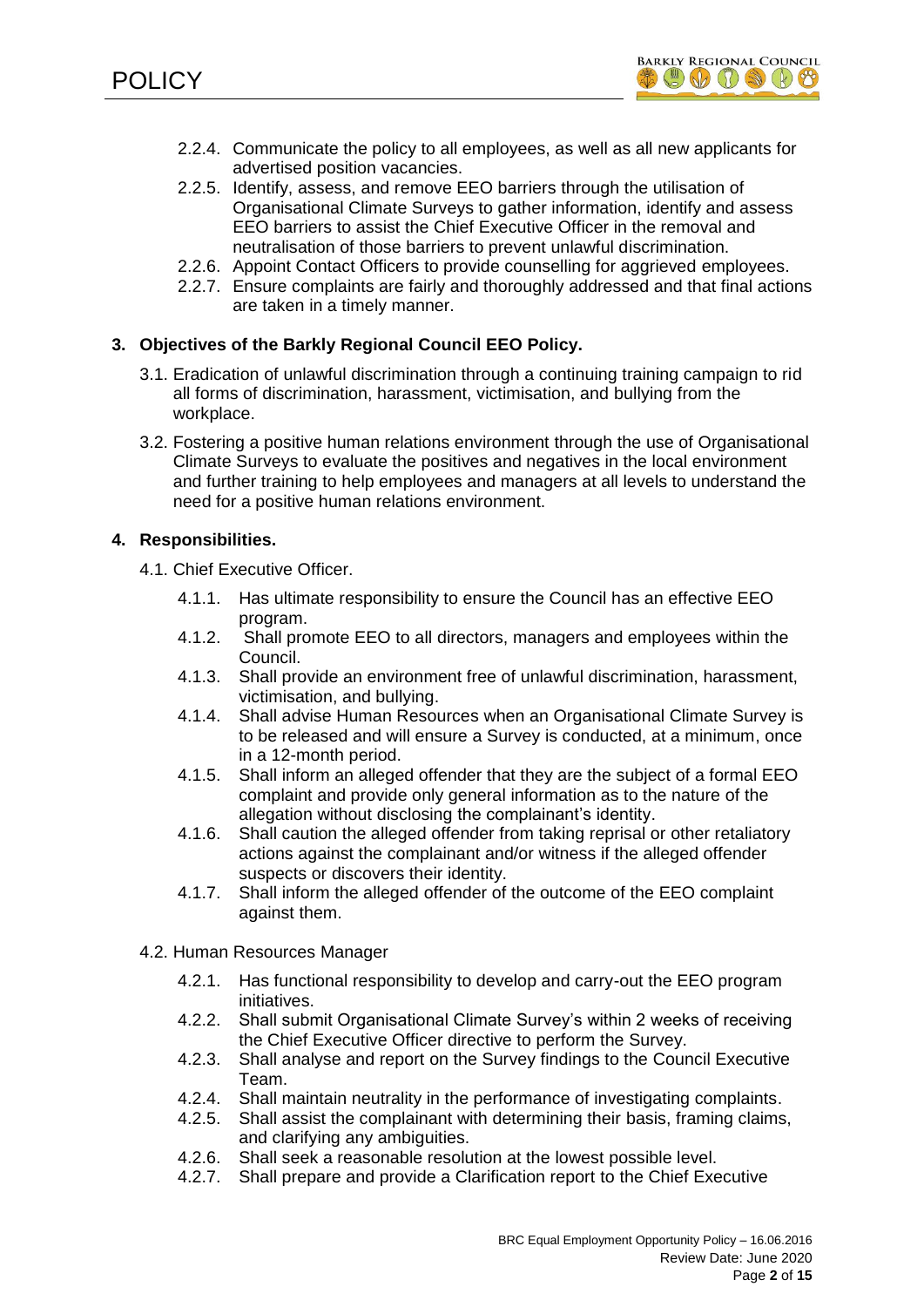- 2.2.4. Communicate the policy to all employees, as well as all new applicants for advertised position vacancies.
- 2.2.5. Identify, assess, and remove EEO barriers through the utilisation of Organisational Climate Surveys to gather information, identify and assess EEO barriers to assist the Chief Executive Officer in the removal and neutralisation of those barriers to prevent unlawful discrimination.
- 2.2.6. Appoint Contact Officers to provide counselling for aggrieved employees.
- 2.2.7. Ensure complaints are fairly and thoroughly addressed and that final actions are taken in a timely manner.

## 3. Objectives of the Barkly Regional Council EEO Policy.

3.1. Eradication of unlawful discrimination through a continuing training campaign to rid all forms of discrimination, harassment, victimisation, and bullying from the workplace.

3.2. Fostering a positive human relations environment through the use of Organisational Climate Surveys to evaluate the positives and negatives in the local environment and further training to help employees and managers at all levels to understand the need for a positive human relations environment.

## 4. Responsibilities.

4.1. Chief Executive Officer.

- 4.1.1. Has ultimate responsibility to ensure the Council has an effective EEO program.
- 4.1.2. Shall promote EEO to all directors, managers and employees within the Council.
- 4.1.3. Shall provide an environment free of unlawful discrimination, harassment, victimisation, and bullying.
- 4.1.4. Shall advise Human Resources when an Organisational Climate Survey is to be released and will ensure a Survey is conducted, at a minimum, once in a 12-month period.
- 4.1.5. Shall inform an alleged offender that they are the subject of a formal EEO complaint and provide only general information as to the nature of the allegation without disclosing the complainant's identity.
- 4.1.6. Shall caution the alleged offender from taking reprisal or other retaliatory actions against the complainant and/or witness if the alleged offender suspects or discovers their identity.
- 4.1.7. Shall inform the alleged offender of the outcome of the EEO complaint against them.

4.2. Human Resources Manager

- 4.2.1. Has functional responsibility to develop and carry-out the EEO program initiatives.
- 4.2.2. Shall submit Organisational Climate Survey's within 2 weeks of receiving the Chief Executive Officer directive to perform the Survey.
- 4.2.3. Shall analyse and report on the Survey findings to the Council Executive Team.
- 4.2.4. Shall maintain neutrality in the performance of investigating complaints.
- 4.2.5. Shall assist the complainant with determining their basis, framing claims, and clarifying any ambiguities.
- 4.2.6. Shall seek a reasonable resolution at the lowest possible level.
- 4.2.7. Shall prepare and provide a Clarification report to the Chief Executive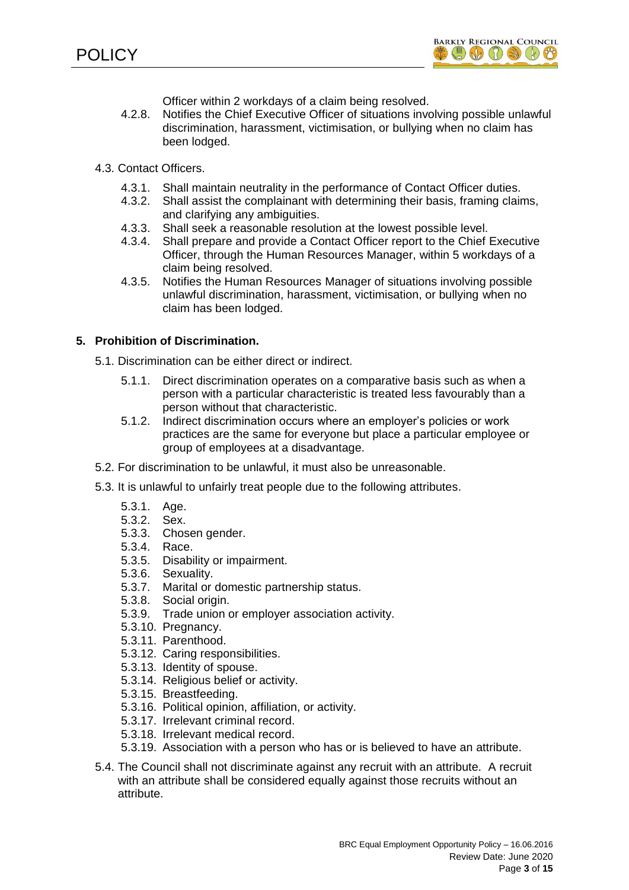Officer within 2 workdays of a claim being resolved.

4.2.8. Notifies the Chief Executive Officer of situations involving possible unlawful discrimination, harassment, victimisation, or bullying when no claim has been lodged.

4.3. Contact Officers.

4.3.1. Shall maintain neutrality in the performance of Contact Officer duties.

4.3.2. Shall assist the complainant with determining their basis, framing claims, and clarifying any ambiguities.

4.3.3. Shall seek a reasonable resolution at the lowest possible level.

4.3.4. Shall prepare and provide a Contact Officer report to the Chief Executive Officer, through the Human Resources Manager, within 5 workdays of a claim being resolved.

4.3.5. Notifies the Human Resources Manager of situations involving possible unlawful discrimination, harassment, victimisation, or bullying when no claim has been lodged.

## 5. Prohibition of Discrimination.

5.1. Discrimination can be either direct or indirect.

5.1.1. Direct discrimination operates on a comparative basis such as when a person with a particular characteristic is treated less favourably than a person without that characteristic.

5.1.2. Indirect discrimination occurs where an employer's policies or work practices are the same for everyone but place a particular employee or group of employees at a disadvantage.

5.2. For discrimination to be unlawful, it must also be unreasonable.

5.3. It is unlawful to unfairly treat people due to the following attributes.

5.3.1. Age.

5.3.2. Sex.

5.3.3. Chosen gender.

5.3.4. Race.

5.3.5. Disability or impairment.

5.3.6. Sexuality.

5.3.7. Marital or domestic partnership status.

5.3.8. Social origin.

5.3.9. Trade union or employer association activity.

5.3.10. Pregnancy.

5.3.11. Parenthood.

5.3.12. Caring responsibilities.

5.3.13. Identity of spouse.

5.3.14. Religious belief or activity.

5.3.15. Breastfeeding.

5.3.16. Political opinion, affiliation, or activity.

5.3.17. Irrelevant criminal record.

5.3.18. Irrelevant medical record.

5.3.19. Association with a person who has or is believed to have an attribute.

5.4. The Council shall not discriminate against any recruit with an attribute. A recruit with an attribute shall be considered equally against those recruits without an attribute.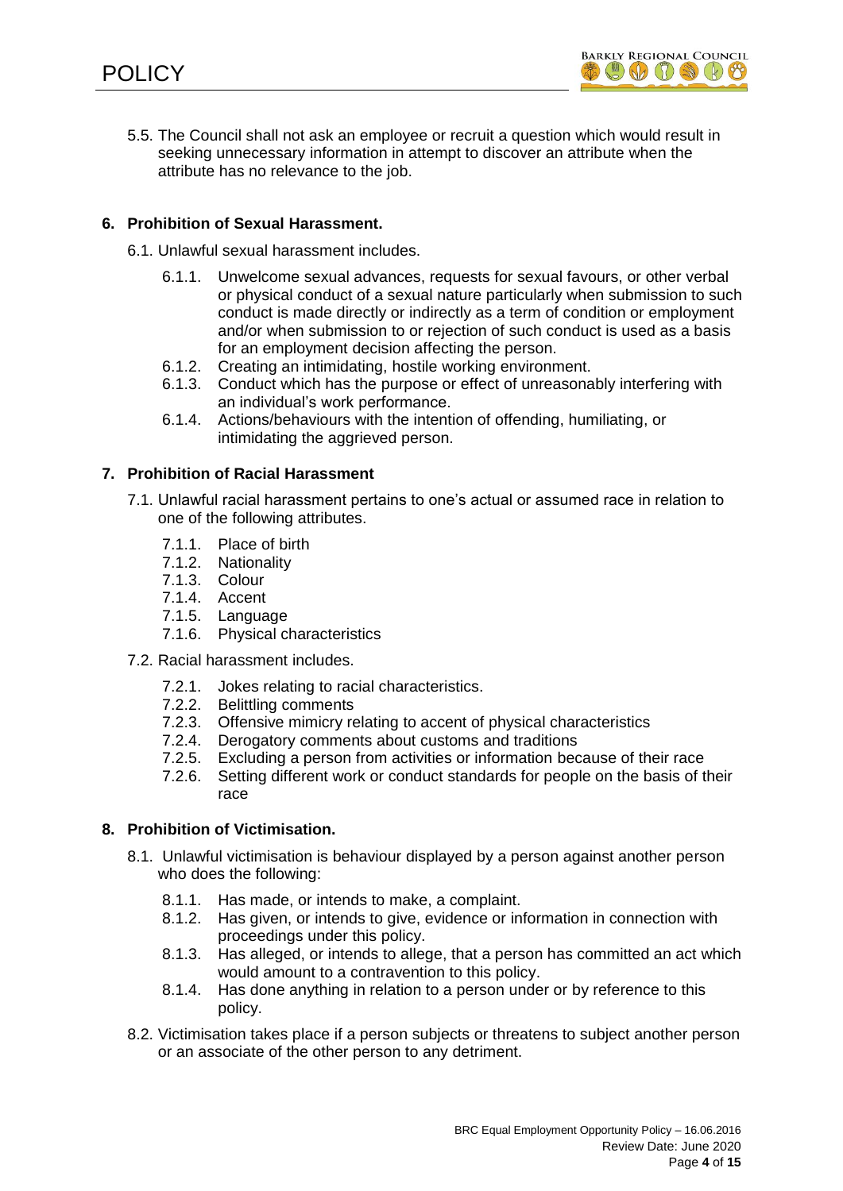5.5. The Council shall not ask an employee or recruit a question which would result in seeking unnecessary information in attempt to discover an attribute when the attribute has no relevance to the job.

## 6. Prohibition of Sexual Harassment.

6.1. Unlawful sexual harassment includes.

- 6.1.1. Unwelcome sexual advances, requests for sexual favours, or other verbal or physical conduct of a sexual nature particularly when submission to such conduct is made directly or indirectly as a term of condition or employment and/or when submission to or rejection of such conduct is used as a basis for an employment decision affecting the person.
- 6.1.2. Creating an intimidating, hostile working environment.
- 6.1.3. Conduct which has the purpose or effect of unreasonably interfering with an individual's work performance.
- 6.1.4. Actions/behaviours with the intention of offending, humiliating, or intimidating the aggrieved person.

## 7. Prohibition of Racial Harassment

7.1. Unlawful racial harassment pertains to one's actual or assumed race in relation to one of the following attributes.

- 7.1.1. Place of birth
- 7.1.2. Nationality
- 7.1.3. Colour
- 7.1.4. Accent
- 7.1.5. Language
- 7.1.6. Physical characteristics

7.2. Racial harassment includes.

- 7.2.1. Jokes relating to racial characteristics.
- 7.2.2. Belittling comments
- 7.2.3. Offensive mimicry relating to accent of physical characteristics
- 7.2.4. Derogatory comments about customs and traditions
- 7.2.5. Excluding a person from activities or information because of their race
- 7.2.6. Setting different work or conduct standards for people on the basis of their race

## 8. Prohibition of Victimisation.

8.1. Unlawful victimisation is behaviour displayed by a person against another person who does the following:

- 8.1.1. Has made, or intends to make, a complaint.
- 8.1.2. Has given, or intends to give, evidence or information in connection with proceedings under this policy.
- 8.1.3. Has alleged, or intends to allege, that a person has committed an act which would amount to a contravention to this policy.
- 8.1.4. Has done anything in relation to a person under or by reference to this policy.

8.2. Victimisation takes place if a person subjects or threatens to subject another person or an associate of the other person to any detriment.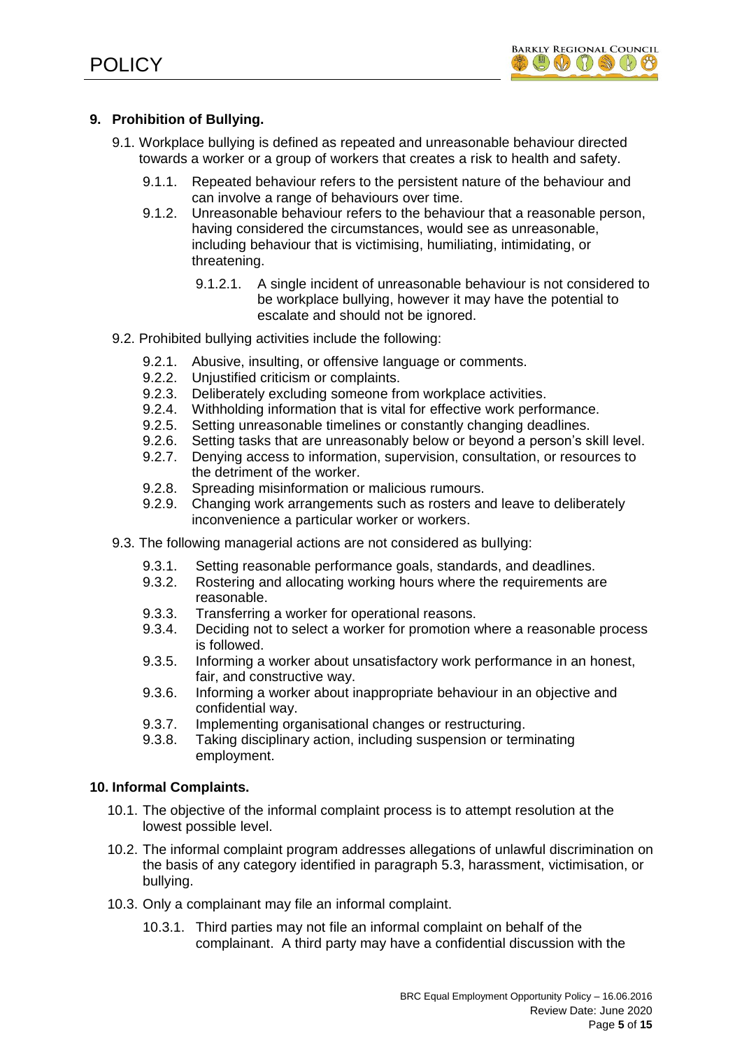## 9. Prohibition of Bullying.

9.1. Workplace bullying is defined as repeated and unreasonable behaviour directed towards a worker or a group of workers that creates a risk to health and safety.

9.1.1. Repeated behaviour refers to the persistent nature of the behaviour and can involve a range of behaviours over time.

9.1.2. Unreasonable behaviour refers to the behaviour that a reasonable person, having considered the circumstances, would see as unreasonable, including behaviour that is victimising, humiliating, intimidating, or threatening.

9.1.2.1. A single incident of unreasonable behaviour is not considered to be workplace bullying, however it may have the potential to escalate and should not be ignored.

9.2. Prohibited bullying activities include the following:

9.2.1. Abusive, insulting, or offensive language or comments.
9.2.2. Unjustified criticism or complaints.
9.2.3. Deliberately excluding someone from workplace activities.
9.2.4. Withholding information that is vital for effective work performance.
9.2.5. Setting unreasonable timelines or constantly changing deadlines.
9.2.6. Setting tasks that are unreasonably below or beyond a person's skill level.
9.2.7. Denying access to information, supervision, consultation, or resources to the detriment of the worker.
9.2.8. Spreading misinformation or malicious rumours.
9.2.9. Changing work arrangements such as rosters and leave to deliberately inconvenience a particular worker or workers.

9.3. The following managerial actions are not considered as bullying:

9.3.1. Setting reasonable performance goals, standards, and deadlines.
9.3.2. Rostering and allocating working hours where the requirements are reasonable.
9.3.3. Transferring a worker for operational reasons.
9.3.4. Deciding not to select a worker for promotion where a reasonable process is followed.
9.3.5. Informing a worker about unsatisfactory work performance in an honest, fair, and constructive way.
9.3.6. Informing a worker about inappropriate behaviour in an objective and confidential way.
9.3.7. Implementing organisational changes or restructuring.
9.3.8. Taking disciplinary action, including suspension or terminating employment.

## 10. Informal Complaints.

10.1. The objective of the informal complaint process is to attempt resolution at the lowest possible level.

10.2. The informal complaint program addresses allegations of unlawful discrimination on the basis of any category identified in paragraph 5.3, harassment, victimisation, or bullying.

10.3. Only a complainant may file an informal complaint.

10.3.1. Third parties may not file an informal complaint on behalf of the complainant. A third party may have a confidential discussion with the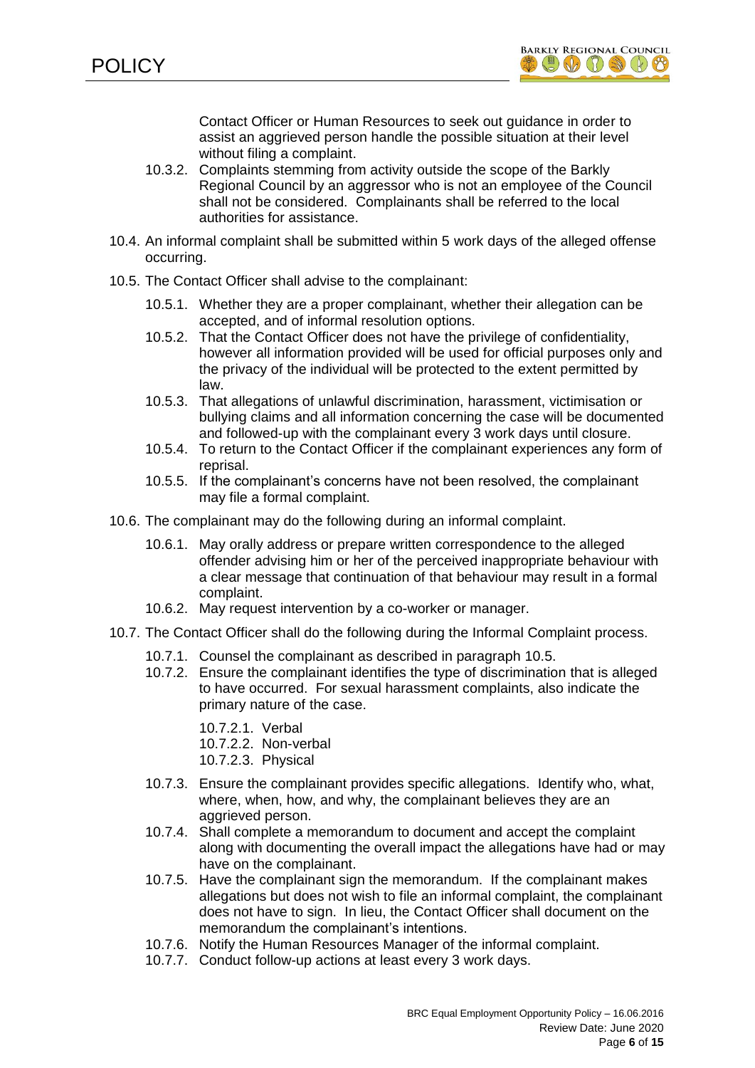Contact Officer or Human Resources to seek out guidance in order to assist an aggrieved person handle the possible situation at their level without filing a complaint.

10.3.2. Complaints stemming from activity outside the scope of the Barkly Regional Council by an aggressor who is not an employee of the Council shall not be considered. Complainants shall be referred to the local authorities for assistance.

10.4. An informal complaint shall be submitted within 5 work days of the alleged offense occurring.

10.5. The Contact Officer shall advise to the complainant:

10.5.1. Whether they are a proper complainant, whether their allegation can be accepted, and of informal resolution options.

10.5.2. That the Contact Officer does not have the privilege of confidentiality, however all information provided will be used for official purposes only and the privacy of the individual will be protected to the extent permitted by law.

10.5.3. That allegations of unlawful discrimination, harassment, victimisation or bullying claims and all information concerning the case will be documented and followed-up with the complainant every 3 work days until closure.

10.5.4. To return to the Contact Officer if the complainant experiences any form of reprisal.

10.5.5. If the complainant's concerns have not been resolved, the complainant may file a formal complaint.

10.6. The complainant may do the following during an informal complaint.

10.6.1. May orally address or prepare written correspondence to the alleged offender advising him or her of the perceived inappropriate behaviour with a clear message that continuation of that behaviour may result in a formal complaint.

10.6.2. May request intervention by a co-worker or manager.

10.7. The Contact Officer shall do the following during the Informal Complaint process.

10.7.1. Counsel the complainant as described in paragraph 10.5.

10.7.2. Ensure the complainant identifies the type of discrimination that is alleged to have occurred. For sexual harassment complaints, also indicate the primary nature of the case.

10.7.2.1. Verbal

10.7.2.2. Non-verbal

10.7.2.3. Physical

10.7.3. Ensure the complainant provides specific allegations. Identify who, what, where, when, how, and why, the complainant believes they are an aggrieved person.

10.7.4. Shall complete a memorandum to document and accept the complaint along with documenting the overall impact the allegations have had or may have on the complainant.

10.7.5. Have the complainant sign the memorandum. If the complainant makes allegations but does not wish to file an informal complaint, the complainant does not have to sign. In lieu, the Contact Officer shall document on the memorandum the complainant's intentions.

10.7.6. Notify the Human Resources Manager of the informal complaint.

10.7.7. Conduct follow-up actions at least every 3 work days.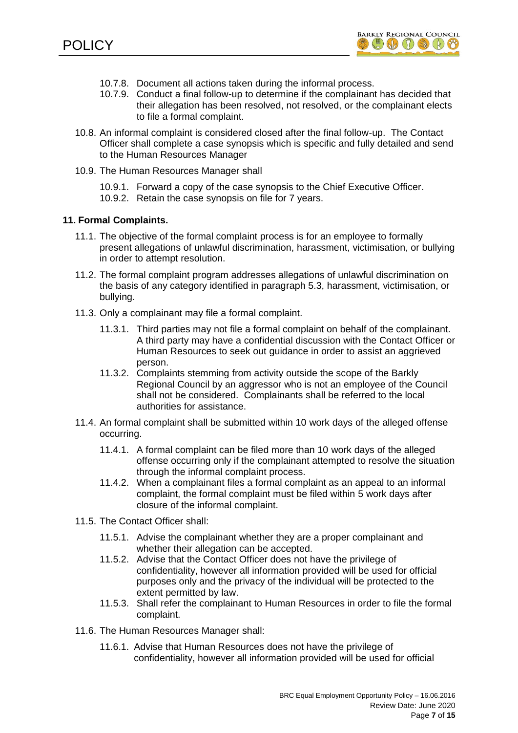- 10.7.8. Document all actions taken during the informal process.
- 10.7.9. Conduct a final follow-up to determine if the complainant has decided that their allegation has been resolved, not resolved, or the complainant elects to file a formal complaint.

10.8. An informal complaint is considered closed after the final follow-up. The Contact Officer shall complete a case synopsis which is specific and fully detailed and send to the Human Resources Manager

10.9. The Human Resources Manager shall

- 10.9.1. Forward a copy of the case synopsis to the Chief Executive Officer.
- 10.9.2. Retain the case synopsis on file for 7 years.

**11. Formal Complaints.**

11.1. The objective of the formal complaint process is for an employee to formally present allegations of unlawful discrimination, harassment, victimisation, or bullying in order to attempt resolution.

11.2. The formal complaint program addresses allegations of unlawful discrimination on the basis of any category identified in paragraph 5.3, harassment, victimisation, or bullying.

11.3. Only a complainant may file a formal complaint.

- 11.3.1. Third parties may not file a formal complaint on behalf of the complainant. A third party may have a confidential discussion with the Contact Officer or Human Resources to seek out guidance in order to assist an aggrieved person.
- 11.3.2. Complaints stemming from activity outside the scope of the Barkly Regional Council by an aggressor who is not an employee of the Council shall not be considered. Complainants shall be referred to the local authorities for assistance.

11.4. An formal complaint shall be submitted within 10 work days of the alleged offense occurring.

- 11.4.1. A formal complaint can be filed more than 10 work days of the alleged offense occurring only if the complainant attempted to resolve the situation through the informal complaint process.
- 11.4.2. When a complainant files a formal complaint as an appeal to an informal complaint, the formal complaint must be filed within 5 work days after closure of the informal complaint.

11.5. The Contact Officer shall:

- 11.5.1. Advise the complainant whether they are a proper complainant and whether their allegation can be accepted.
- 11.5.2. Advise that the Contact Officer does not have the privilege of confidentiality, however all information provided will be used for official purposes only and the privacy of the individual will be protected to the extent permitted by law.
- 11.5.3. Shall refer the complainant to Human Resources in order to file the formal complaint.

11.6. The Human Resources Manager shall:

- 11.6.1. Advise that Human Resources does not have the privilege of confidentiality, however all information provided will be used for official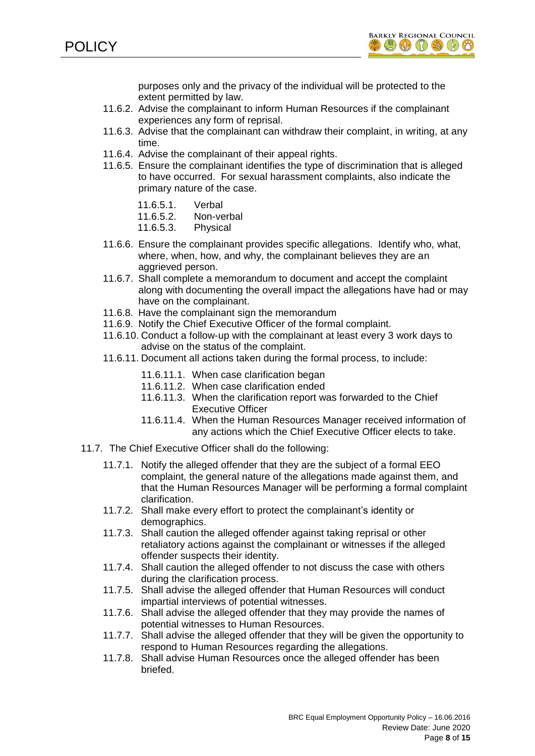purposes only and the privacy of the individual will be protected to the extent permitted by law.

- 11.6.2. Advise the complainant to inform Human Resources if the complainant experiences any form of reprisal.
- 11.6.3. Advise that the complainant can withdraw their complaint, in writing, at any time.
- 11.6.4. Advise the complainant of their appeal rights.
- 11.6.5. Ensure the complainant identifies the type of discrimination that is alleged to have occurred. For sexual harassment complaints, also indicate the primary nature of the case.
  - 11.6.5.1. Verbal
  - 11.6.5.2. Non-verbal
  - 11.6.5.3. Physical
- 11.6.6. Ensure the complainant provides specific allegations. Identify who, what, where, when, how, and why, the complainant believes they are an aggrieved person.
- 11.6.7. Shall complete a memorandum to document and accept the complaint along with documenting the overall impact the allegations have had or may have on the complainant.
- 11.6.8. Have the complainant sign the memorandum
- 11.6.9. Notify the Chief Executive Officer of the formal complaint.
- 11.6.10. Conduct a follow-up with the complainant at least every 3 work days to advise on the status of the complaint.
- 11.6.11. Document all actions taken during the formal process, to include:
  - 11.6.11.1. When case clarification began
  - 11.6.11.2. When case clarification ended
  - 11.6.11.3. When the clarification report was forwarded to the Chief Executive Officer
  - 11.6.11.4. When the Human Resources Manager received information of any actions which the Chief Executive Officer elects to take.

11.7. The Chief Executive Officer shall do the following:

- 11.7.1. Notify the alleged offender that they are the subject of a formal EEO complaint, the general nature of the allegations made against them, and that the Human Resources Manager will be performing a formal complaint clarification.
- 11.7.2. Shall make every effort to protect the complainant's identity or demographics.
- 11.7.3. Shall caution the alleged offender against taking reprisal or other retaliatory actions against the complainant or witnesses if the alleged offender suspects their identity.
- 11.7.4. Shall caution the alleged offender to not discuss the case with others during the clarification process.
- 11.7.5. Shall advise the alleged offender that Human Resources will conduct impartial interviews of potential witnesses.
- 11.7.6. Shall advise the alleged offender that they may provide the names of potential witnesses to Human Resources.
- 11.7.7. Shall advise the alleged offender that they will be given the opportunity to respond to Human Resources regarding the allegations.
- 11.7.8. Shall advise Human Resources once the alleged offender has been briefed.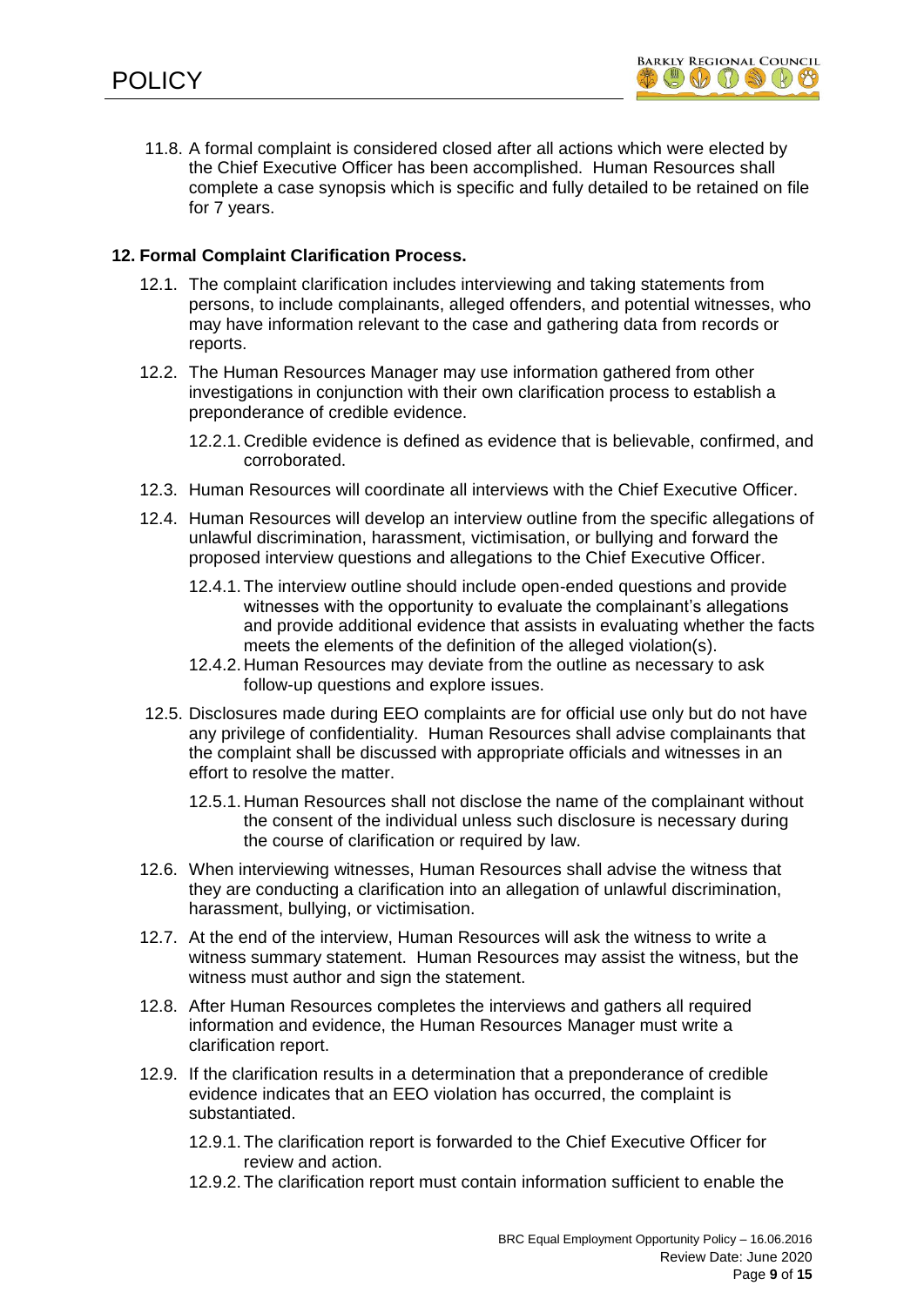11.8. A formal complaint is considered closed after all actions which were elected by the Chief Executive Officer has been accomplished. Human Resources shall complete a case synopsis which is specific and fully detailed to be retained on file for 7 years.

## 12. Formal Complaint Clarification Process.

12.1. The complaint clarification includes interviewing and taking statements from persons, to include complainants, alleged offenders, and potential witnesses, who may have information relevant to the case and gathering data from records or reports.

12.2. The Human Resources Manager may use information gathered from other investigations in conjunction with their own clarification process to establish a preponderance of credible evidence.

12.2.1. Credible evidence is defined as evidence that is believable, confirmed, and corroborated.

12.3. Human Resources will coordinate all interviews with the Chief Executive Officer.

12.4. Human Resources will develop an interview outline from the specific allegations of unlawful discrimination, harassment, victimisation, or bullying and forward the proposed interview questions and allegations to the Chief Executive Officer.

12.4.1. The interview outline should include open-ended questions and provide witnesses with the opportunity to evaluate the complainant's allegations and provide additional evidence that assists in evaluating whether the facts meets the elements of the definition of the alleged violation(s).

12.4.2. Human Resources may deviate from the outline as necessary to ask follow-up questions and explore issues.

12.5. Disclosures made during EEO complaints are for official use only but do not have any privilege of confidentiality. Human Resources shall advise complainants that the complaint shall be discussed with appropriate officials and witnesses in an effort to resolve the matter.

12.5.1. Human Resources shall not disclose the name of the complainant without the consent of the individual unless such disclosure is necessary during the course of clarification or required by law.

12.6. When interviewing witnesses, Human Resources shall advise the witness that they are conducting a clarification into an allegation of unlawful discrimination, harassment, bullying, or victimisation.

12.7. At the end of the interview, Human Resources will ask the witness to write a witness summary statement. Human Resources may assist the witness, but the witness must author and sign the statement.

12.8. After Human Resources completes the interviews and gathers all required information and evidence, the Human Resources Manager must write a clarification report.

12.9. If the clarification results in a determination that a preponderance of credible evidence indicates that an EEO violation has occurred, the complaint is substantiated.

12.9.1. The clarification report is forwarded to the Chief Executive Officer for review and action.

12.9.2. The clarification report must contain information sufficient to enable the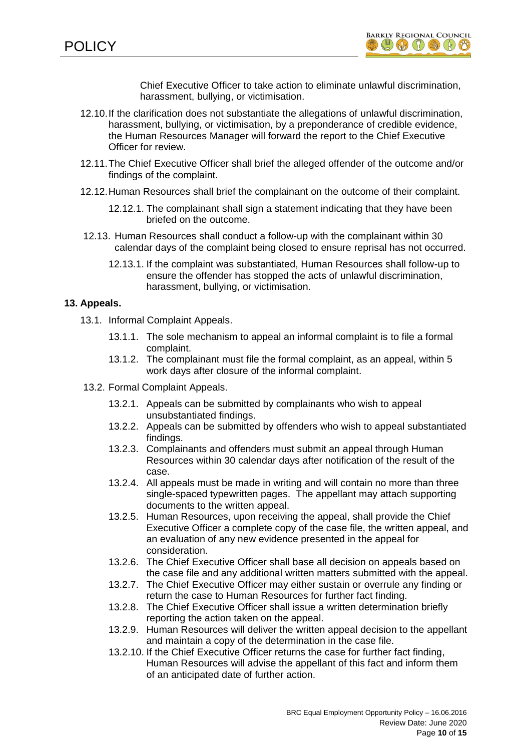Chief Executive Officer to take action to eliminate unlawful discrimination, harassment, bullying, or victimisation.

12.10. If the clarification does not substantiate the allegations of unlawful discrimination, harassment, bullying, or victimisation, by a preponderance of credible evidence, the Human Resources Manager will forward the report to the Chief Executive Officer for review.

12.11. The Chief Executive Officer shall brief the alleged offender of the outcome and/or findings of the complaint.

12.12. Human Resources shall brief the complainant on the outcome of their complaint.

- 12.12.1. The complainant shall sign a statement indicating that they have been briefed on the outcome.

12.13. Human Resources shall conduct a follow-up with the complainant within 30 calendar days of the complaint being closed to ensure reprisal has not occurred.

- 12.13.1. If the complaint was substantiated, Human Resources shall follow-up to ensure the offender has stopped the acts of unlawful discrimination, harassment, bullying, or victimisation.

## 13. Appeals.

13.1. Informal Complaint Appeals.

- 13.1.1. The sole mechanism to appeal an informal complaint is to file a formal complaint.
- 13.1.2. The complainant must file the formal complaint, as an appeal, within 5 work days after closure of the informal complaint.

13.2. Formal Complaint Appeals.

- 13.2.1. Appeals can be submitted by complainants who wish to appeal unsubstantiated findings.
- 13.2.2. Appeals can be submitted by offenders who wish to appeal substantiated findings.
- 13.2.3. Complainants and offenders must submit an appeal through Human Resources within 30 calendar days after notification of the result of the case.
- 13.2.4. All appeals must be made in writing and will contain no more than three single-spaced typewritten pages. The appellant may attach supporting documents to the written appeal.
- 13.2.5. Human Resources, upon receiving the appeal, shall provide the Chief Executive Officer a complete copy of the case file, the written appeal, and an evaluation of any new evidence presented in the appeal for consideration.
- 13.2.6. The Chief Executive Officer shall base all decision on appeals based on the case file and any additional written matters submitted with the appeal.
- 13.2.7. The Chief Executive Officer may either sustain or overrule any finding or return the case to Human Resources for further fact finding.
- 13.2.8. The Chief Executive Officer shall issue a written determination briefly reporting the action taken on the appeal.
- 13.2.9. Human Resources will deliver the written appeal decision to the appellant and maintain a copy of the determination in the case file.
- 13.2.10. If the Chief Executive Officer returns the case for further fact finding, Human Resources will advise the appellant of this fact and inform them of an anticipated date of further action.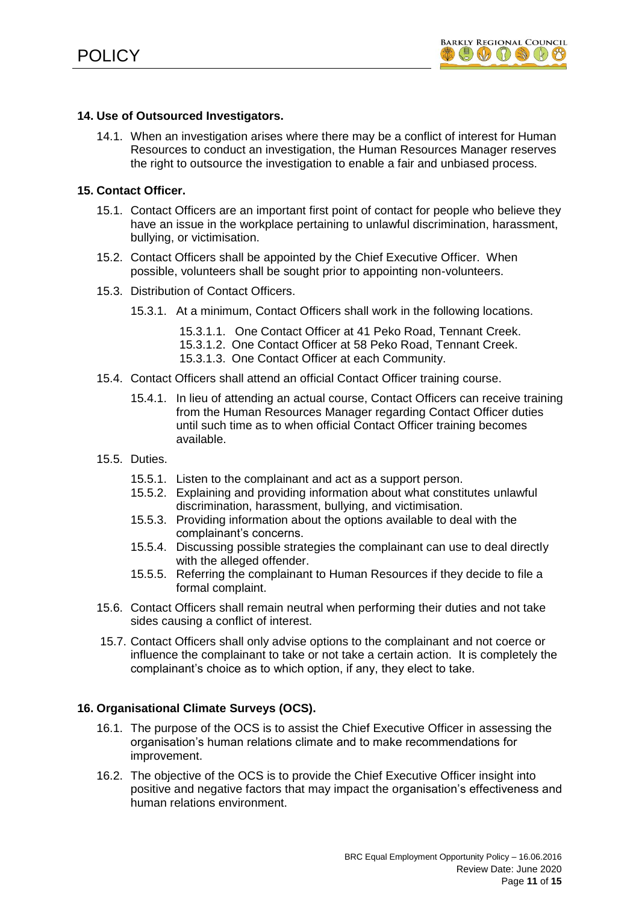## 14. Use of Outsourced Investigators.

14.1. When an investigation arises where there may be a conflict of interest for Human Resources to conduct an investigation, the Human Resources Manager reserves the right to outsource the investigation to enable a fair and unbiased process.

## 15. Contact Officer.

15.1. Contact Officers are an important first point of contact for people who believe they have an issue in the workplace pertaining to unlawful discrimination, harassment, bullying, or victimisation.

15.2. Contact Officers shall be appointed by the Chief Executive Officer. When possible, volunteers shall be sought prior to appointing non-volunteers.

15.3. Distribution of Contact Officers.

15.3.1. At a minimum, Contact Officers shall work in the following locations.

15.3.1.1. One Contact Officer at 41 Peko Road, Tennant Creek.
15.3.1.2. One Contact Officer at 58 Peko Road, Tennant Creek.
15.3.1.3. One Contact Officer at each Community.

15.4. Contact Officers shall attend an official Contact Officer training course.

15.4.1. In lieu of attending an actual course, Contact Officers can receive training from the Human Resources Manager regarding Contact Officer duties until such time as to when official Contact Officer training becomes available.

15.5. Duties.

15.5.1. Listen to the complainant and act as a support person.
15.5.2. Explaining and providing information about what constitutes unlawful discrimination, harassment, bullying, and victimisation.
15.5.3. Providing information about the options available to deal with the complainant's concerns.
15.5.4. Discussing possible strategies the complainant can use to deal directly with the alleged offender.
15.5.5. Referring the complainant to Human Resources if they decide to file a formal complaint.

15.6. Contact Officers shall remain neutral when performing their duties and not take sides causing a conflict of interest.

15.7. Contact Officers shall only advise options to the complainant and not coerce or influence the complainant to take or not take a certain action. It is completely the complainant's choice as to which option, if any, they elect to take.

## 16. Organisational Climate Surveys (OCS).

16.1. The purpose of the OCS is to assist the Chief Executive Officer in assessing the organisation's human relations climate and to make recommendations for improvement.

16.2. The objective of the OCS is to provide the Chief Executive Officer insight into positive and negative factors that may impact the organisation's effectiveness and human relations environment.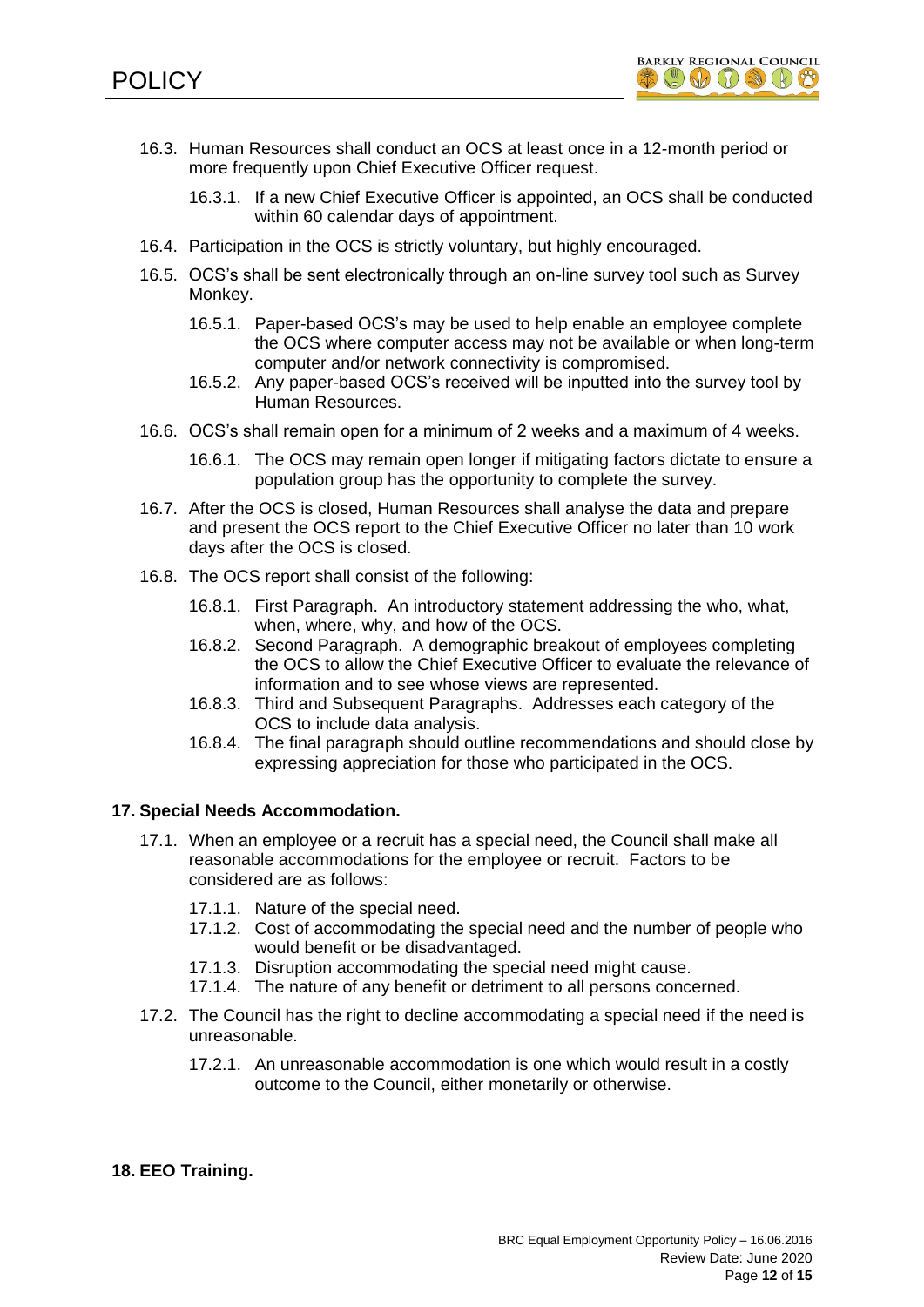16.3. Human Resources shall conduct an OCS at least once in a 12-month period or more frequently upon Chief Executive Officer request.

 16.3.1. If a new Chief Executive Officer is appointed, an OCS shall be conducted within 60 calendar days of appointment.

16.4. Participation in the OCS is strictly voluntary, but highly encouraged.

16.5. OCS's shall be sent electronically through an on-line survey tool such as Survey Monkey.

 16.5.1. Paper-based OCS's may be used to help enable an employee complete the OCS where computer access may not be available or when long-term computer and/or network connectivity is compromised.

 16.5.2. Any paper-based OCS's received will be inputted into the survey tool by Human Resources.

16.6. OCS's shall remain open for a minimum of 2 weeks and a maximum of 4 weeks.

 16.6.1. The OCS may remain open longer if mitigating factors dictate to ensure a population group has the opportunity to complete the survey.

16.7. After the OCS is closed, Human Resources shall analyse the data and prepare and present the OCS report to the Chief Executive Officer no later than 10 work days after the OCS is closed.

16.8. The OCS report shall consist of the following:

 16.8.1. First Paragraph. An introductory statement addressing the who, what, when, where, why, and how of the OCS.

 16.8.2. Second Paragraph. A demographic breakout of employees completing the OCS to allow the Chief Executive Officer to evaluate the relevance of information and to see whose views are represented.

 16.8.3. Third and Subsequent Paragraphs. Addresses each category of the OCS to include data analysis.

 16.8.4. The final paragraph should outline recommendations and should close by expressing appreciation for those who participated in the OCS.

## 17. Special Needs Accommodation.

17.1. When an employee or a recruit has a special need, the Council shall make all reasonable accommodations for the employee or recruit. Factors to be considered are as follows:

 17.1.1. Nature of the special need.

 17.1.2. Cost of accommodating the special need and the number of people who would benefit or be disadvantaged.

 17.1.3. Disruption accommodating the special need might cause.

 17.1.4. The nature of any benefit or detriment to all persons concerned.

17.2. The Council has the right to decline accommodating a special need if the need is unreasonable.

 17.2.1. An unreasonable accommodation is one which would result in a costly outcome to the Council, either monetarily or otherwise.

## 18. EEO Training.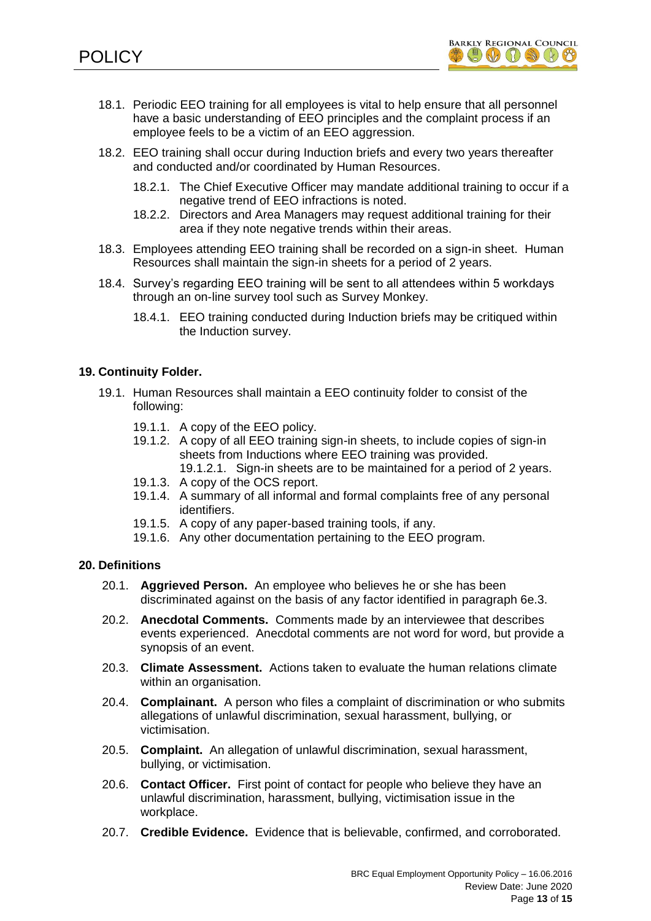18.1. Periodic EEO training for all employees is vital to help ensure that all personnel have a basic understanding of EEO principles and the complaint process if an employee feels to be a victim of an EEO aggression.

18.2. EEO training shall occur during Induction briefs and every two years thereafter and conducted and/or coordinated by Human Resources.

- 18.2.1. The Chief Executive Officer may mandate additional training to occur if a negative trend of EEO infractions is noted.
- 18.2.2. Directors and Area Managers may request additional training for their area if they note negative trends within their areas.

18.3. Employees attending EEO training shall be recorded on a sign-in sheet. Human Resources shall maintain the sign-in sheets for a period of 2 years.

18.4. Survey's regarding EEO training will be sent to all attendees within 5 workdays through an on-line survey tool such as Survey Monkey.

- 18.4.1. EEO training conducted during Induction briefs may be critiqued within the Induction survey.

## 19. Continuity Folder.

19.1. Human Resources shall maintain a EEO continuity folder to consist of the following:

- 19.1.1. A copy of the EEO policy.
- 19.1.2. A copy of all EEO training sign-in sheets, to include copies of sign-in sheets from Inductions where EEO training was provided.
  - 19.1.2.1. Sign-in sheets are to be maintained for a period of 2 years.
- 19.1.3. A copy of the OCS report.
- 19.1.4. A summary of all informal and formal complaints free of any personal identifiers.
- 19.1.5. A copy of any paper-based training tools, if any.
- 19.1.6. Any other documentation pertaining to the EEO program.

## 20. Definitions

20.1. **Aggrieved Person.** An employee who believes he or she has been discriminated against on the basis of any factor identified in paragraph 6e.3.

20.2. **Anecdotal Comments.** Comments made by an interviewee that describes events experienced. Anecdotal comments are not word for word, but provide a synopsis of an event.

20.3. **Climate Assessment.** Actions taken to evaluate the human relations climate within an organisation.

20.4. **Complainant.** A person who files a complaint of discrimination or who submits allegations of unlawful discrimination, sexual harassment, bullying, or victimisation.

20.5. **Complaint.** An allegation of unlawful discrimination, sexual harassment, bullying, or victimisation.

20.6. **Contact Officer.** First point of contact for people who believe they have an unlawful discrimination, harassment, bullying, victimisation issue in the workplace.

20.7. **Credible Evidence.** Evidence that is believable, confirmed, and corroborated.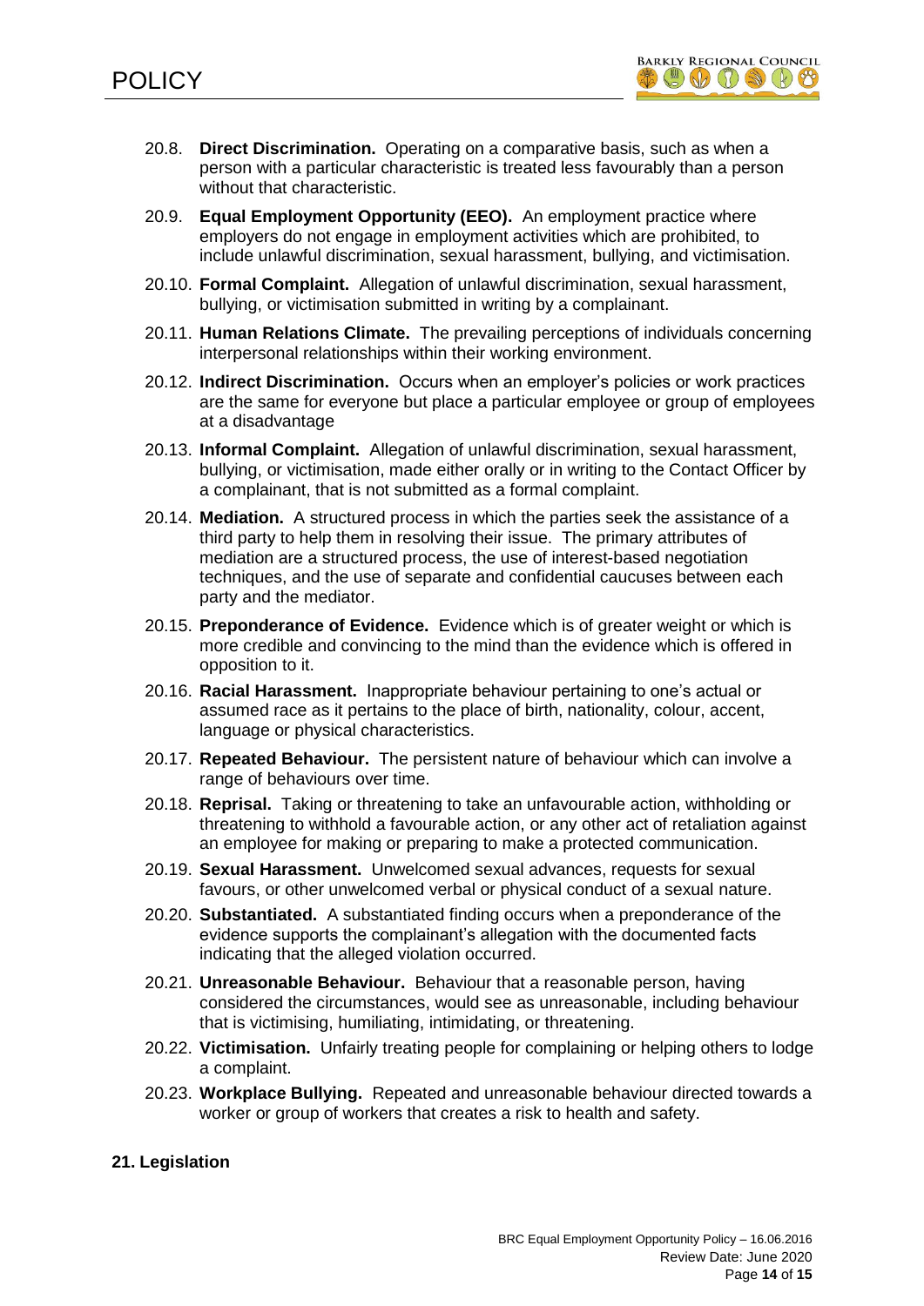20.8. **Direct Discrimination.** Operating on a comparative basis, such as when a person with a particular characteristic is treated less favourably than a person without that characteristic.

20.9. **Equal Employment Opportunity (EEO).** An employment practice where employers do not engage in employment activities which are prohibited, to include unlawful discrimination, sexual harassment, bullying, and victimisation.

20.10. **Formal Complaint.** Allegation of unlawful discrimination, sexual harassment, bullying, or victimisation submitted in writing by a complainant.

20.11. **Human Relations Climate.** The prevailing perceptions of individuals concerning interpersonal relationships within their working environment.

20.12. **Indirect Discrimination.** Occurs when an employer's policies or work practices are the same for everyone but place a particular employee or group of employees at a disadvantage

20.13. **Informal Complaint.** Allegation of unlawful discrimination, sexual harassment, bullying, or victimisation, made either orally or in writing to the Contact Officer by a complainant, that is not submitted as a formal complaint.

20.14. **Mediation.** A structured process in which the parties seek the assistance of a third party to help them in resolving their issue. The primary attributes of mediation are a structured process, the use of interest-based negotiation techniques, and the use of separate and confidential caucuses between each party and the mediator.

20.15. **Preponderance of Evidence.** Evidence which is of greater weight or which is more credible and convincing to the mind than the evidence which is offered in opposition to it.

20.16. **Racial Harassment.** Inappropriate behaviour pertaining to one's actual or assumed race as it pertains to the place of birth, nationality, colour, accent, language or physical characteristics.

20.17. **Repeated Behaviour.** The persistent nature of behaviour which can involve a range of behaviours over time.

20.18. **Reprisal.** Taking or threatening to take an unfavourable action, withholding or threatening to withhold a favourable action, or any other act of retaliation against an employee for making or preparing to make a protected communication.

20.19. **Sexual Harassment.** Unwelcomed sexual advances, requests for sexual favours, or other unwelcomed verbal or physical conduct of a sexual nature.

20.20. **Substantiated.** A substantiated finding occurs when a preponderance of the evidence supports the complainant's allegation with the documented facts indicating that the alleged violation occurred.

20.21. **Unreasonable Behaviour.** Behaviour that a reasonable person, having considered the circumstances, would see as unreasonable, including behaviour that is victimising, humiliating, intimidating, or threatening.

20.22. **Victimisation.** Unfairly treating people for complaining or helping others to lodge a complaint.

20.23. **Workplace Bullying.** Repeated and unreasonable behaviour directed towards a worker or group of workers that creates a risk to health and safety.

## 21. Legislation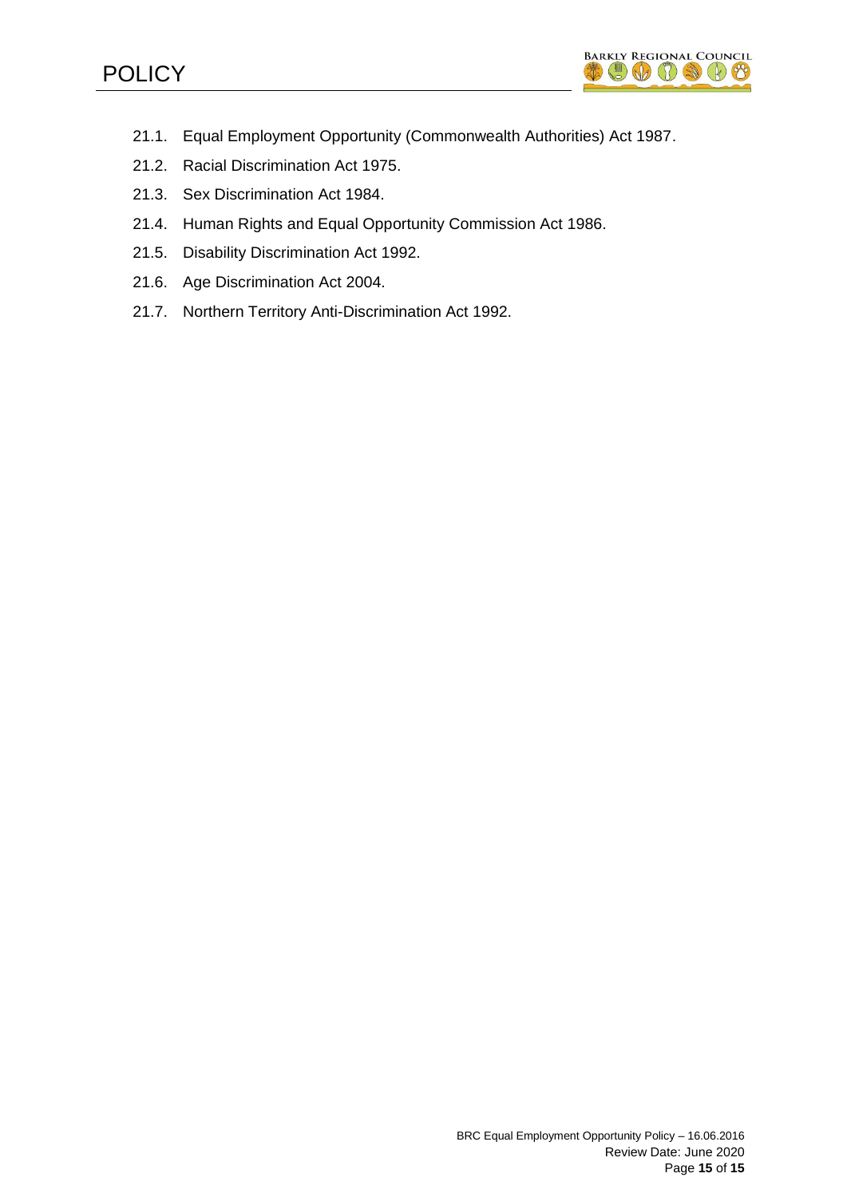21.1. Equal Employment Opportunity (Commonwealth Authorities) Act 1987.

21.2. Racial Discrimination Act 1975.

21.3. Sex Discrimination Act 1984.

21.4. Human Rights and Equal Opportunity Commission Act 1986.

21.5. Disability Discrimination Act 1992.

21.6. Age Discrimination Act 2004.

21.7. Northern Territory Anti-Discrimination Act 1992.